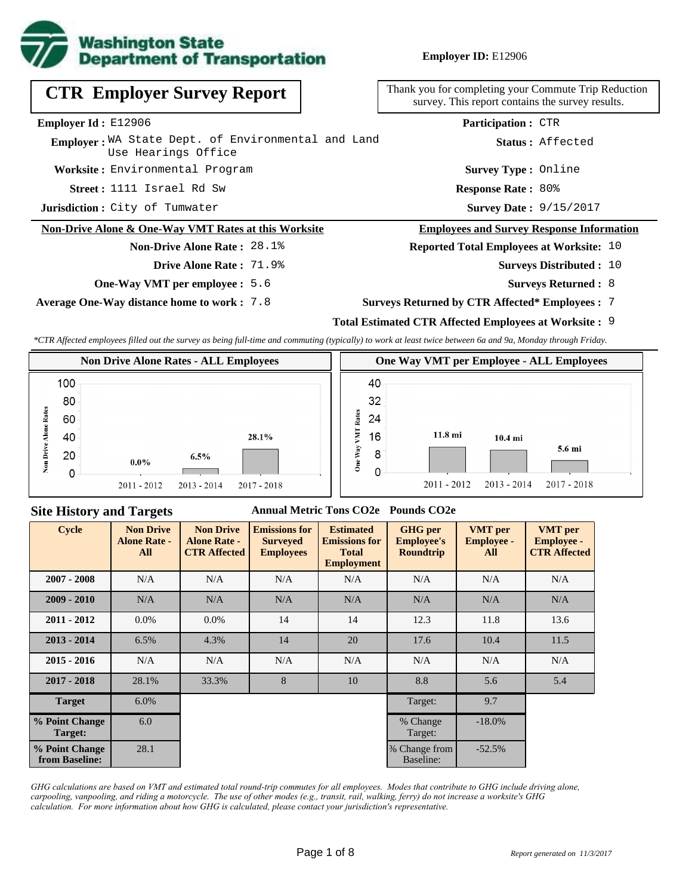**Washington State Department of Transportation**

**Employer ID:** E12906

# CTR Employer Survey Report

Thank you for completing your Commute Trip Reduction survey. This report contains the survey results.

**Employer Id :** E12906

**Employer :** WA State Dept. of Environmental and Land Use Hearings Office

**Worksite :** Environmental Program

**Street :** 1111 Israel Rd Sw

**Jurisdiction :** City of Tumwater

**Participation :** CTR

**Status :** Affected

**Survey Type :** Online

**Response Rate :** 80%

**Survey Date :** 9/15/2017

## Non-Drive Alone & One-Way VMT Rates at this Worksite

**Non-Drive Alone Rate :** 28.1%

**Drive Alone Rate :** 71.9%

**One-Way VMT per employee :** 5.6

**Average One-Way distance home to work :** 7.8

## Employees and Survey Response Information

**Reported Total Employees at Worksite:** 10

**Surveys Distributed :** 10

**Surveys Returned :** 8

**Surveys Returned by CTR Affected* Employees :** 7

**Total Estimated CTR Affected Employees at Worksite :** 9

*\*CTR Affected employees filled out the survey as being full-time and commuting (typically) to work at least twice between 6a and 9a, Monday through Friday.*

### Non Drive Alone Rates - ALL Employees

| Cycle | Non Drive Alone Rate |
|---|---|
| 2011 - 2012 | 0.0% |
| 2013 - 2014 | 6.5% |
| 2017 - 2018 | 28.1% |

### One Way VMT per Employee - ALL Employees

| Cycle | One Way VMT |
|---|---|
| 2011 - 2012 | 11.8 mi |
| 2013 - 2014 | 10.4 mi |
| 2017 - 2018 | 5.6 mi |

## Site History and Targets

Annual Metric Tons CO2e — Pounds CO2e

| Cycle | Non Drive Alone Rate - All | Non Drive Alone Rate - CTR Affected | Emissions for Surveyed Employees | Estimated Emissions for Total Employment | GHG per Employee's Roundtrip | VMT per Employee - All | VMT per Employee - CTR Affected |
|---|---|---|---|---|---|---|---|
| 2007 - 2008 | N/A | N/A | N/A | N/A | N/A | N/A | N/A |
| 2009 - 2010 | N/A | N/A | N/A | N/A | N/A | N/A | N/A |
| 2011 - 2012 | 0.0% | 0.0% | 14 | 14 | 12.3 | 11.8 | 13.6 |
| 2013 - 2014 | 6.5% | 4.3% | 14 | 20 | 17.6 | 10.4 | 11.5 |
| 2015 - 2016 | N/A | N/A | N/A | N/A | N/A | N/A | N/A |
| 2017 - 2018 | 28.1% | 33.3% | 8 | 10 | 8.8 | 5.6 | 5.4 |
| Target | 6.0% | | | | Target: | 9.7 | |
| % Point Change Target: | 6.0 | | | | % Change Target: | -18.0% | |
| % Point Change from Baseline: | 28.1 | | | | % Change from Baseline: | -52.5% | |

*GHG calculations are based on VMT and estimated total round-trip commutes for all employees. Modes that contribute to GHG include driving alone, carpooling, vanpooling, and riding a motorcycle. The use of other modes (e.g., transit, rail, walking, ferry) do not increase a worksite's GHG calculation. For more information about how GHG is calculated, please contact your jurisdiction's representative.*

*Report generated on 11/3/2017*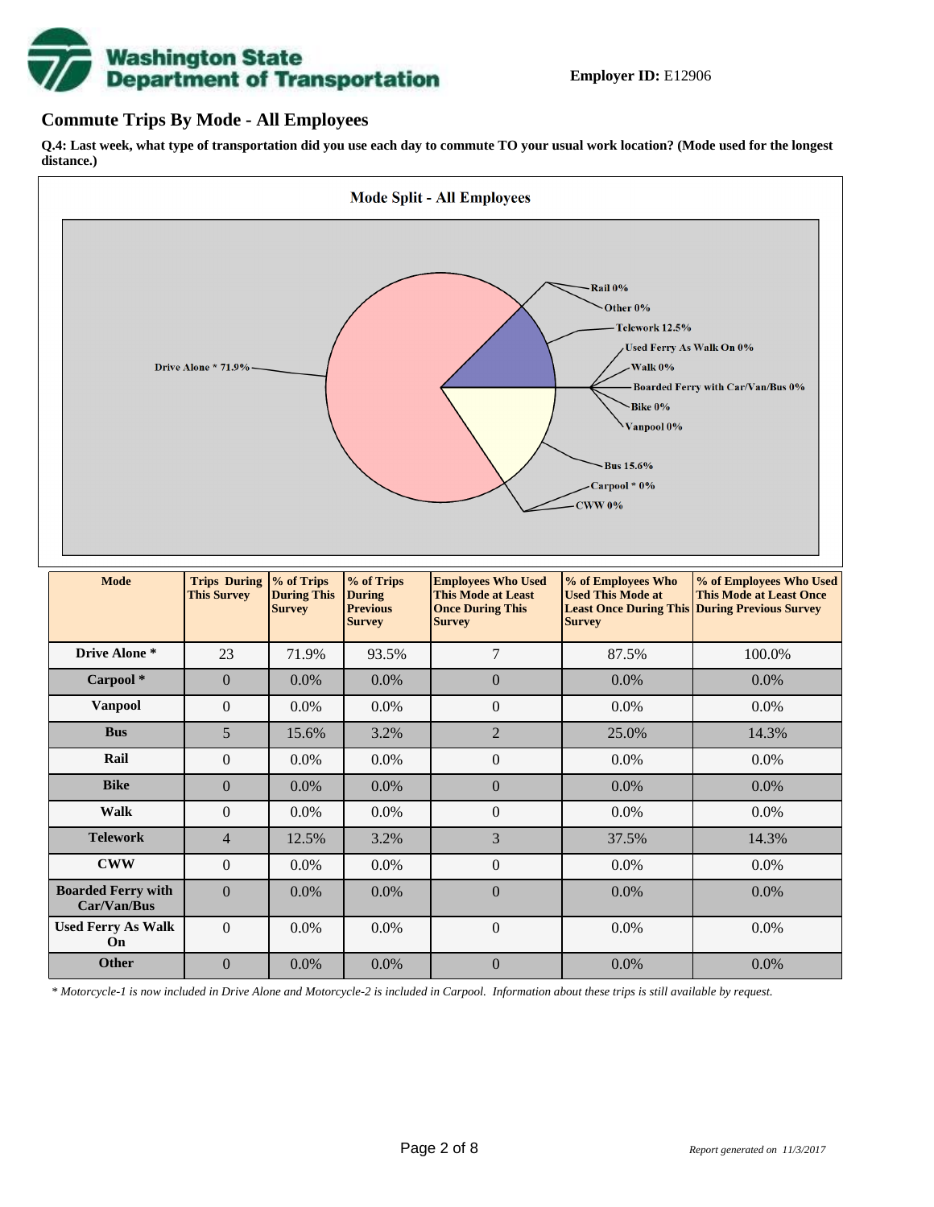**Employer ID:** E12906

## Commute Trips By Mode - All Employees

**Q.4: Last week, what type of transportation did you use each day to commute TO your usual work location? (Mode used for the longest distance.)**

**Mode Split - All Employees**

Drive Alone * 71.9%
Rail 0%
Other 0%
Telework 12.5%
Used Ferry As Walk On 0%
Walk 0%
Boarded Ferry with Car/Van/Bus 0%
Bike 0%
Vanpool 0%
Bus 15.6%
Carpool * 0%
CWW 0%

| Mode | Trips During This Survey | % of Trips During This Survey | % of Trips During Previous Survey | Employees Who Used This Mode at Least Once During This Survey | % of Employees Who Used This Mode at Least Once During This Survey | % of Employees Who Used This Mode at Least Once During Previous Survey |
|---|---|---|---|---|---|---|
| **Drive Alone *** | 23 | 71.9% | 93.5% | 7 | 87.5% | 100.0% |
| **Carpool *** | 0 | 0.0% | 0.0% | 0 | 0.0% | 0.0% |
| **Vanpool** | 0 | 0.0% | 0.0% | 0 | 0.0% | 0.0% |
| **Bus** | 5 | 15.6% | 3.2% | 2 | 25.0% | 14.3% |
| **Rail** | 0 | 0.0% | 0.0% | 0 | 0.0% | 0.0% |
| **Bike** | 0 | 0.0% | 0.0% | 0 | 0.0% | 0.0% |
| **Walk** | 0 | 0.0% | 0.0% | 0 | 0.0% | 0.0% |
| **Telework** | 4 | 12.5% | 3.2% | 3 | 37.5% | 14.3% |
| **CWW** | 0 | 0.0% | 0.0% | 0 | 0.0% | 0.0% |
| **Boarded Ferry with Car/Van/Bus** | 0 | 0.0% | 0.0% | 0 | 0.0% | 0.0% |
| **Used Ferry As Walk On** | 0 | 0.0% | 0.0% | 0 | 0.0% | 0.0% |
| **Other** | 0 | 0.0% | 0.0% | 0 | 0.0% | 0.0% |

*\* Motorcycle-1 is now included in Drive Alone and Motorcycle-2 is included in Carpool. Information about these trips is still available by request.*

*Report generated on 11/3/2017*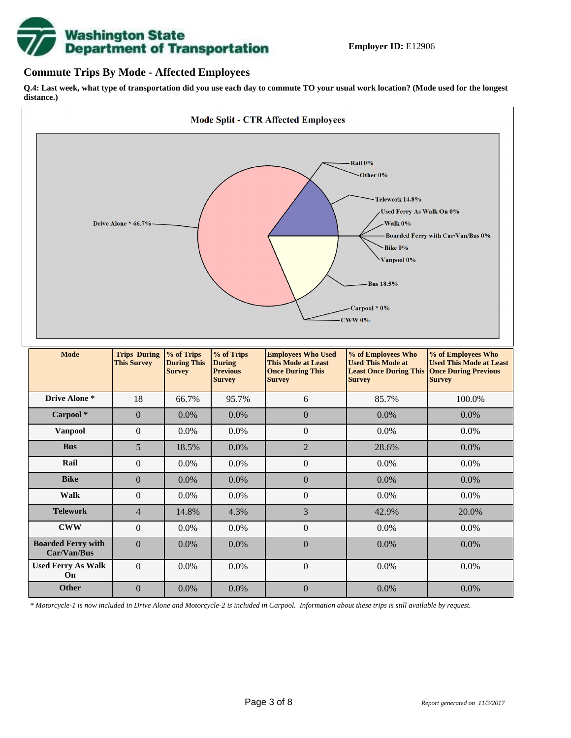**Employer ID:** E12906

## Commute Trips By Mode - Affected Employees

**Q.4: Last week, what type of transportation did you use each day to commute TO your usual work location? (Mode used for the longest distance.)**

**Mode Split - CTR Affected Employees**

Drive Alone * 66.7%
Rail 0%
Other 0%
Telework 14.8%
Used Ferry As Walk On 0%
Walk 0%
Boarded Ferry with Car/Van/Bus 0%
Bike 0%
Vanpool 0%
Bus 18.5%
Carpool * 0%
CWW 0%

| Mode | Trips During This Survey | % of Trips During This Survey | % of Trips During Previous Survey | Employees Who Used This Mode at Least Once During This Survey | % of Employees Who Used This Mode at Least Once During This Survey | % of Employees Who Used This Mode at Least Once During Previous Survey |
|---|---|---|---|---|---|---|
| **Drive Alone *** | 18 | 66.7% | 95.7% | 6 | 85.7% | 100.0% |
| **Carpool *** | 0 | 0.0% | 0.0% | 0 | 0.0% | 0.0% |
| **Vanpool** | 0 | 0.0% | 0.0% | 0 | 0.0% | 0.0% |
| **Bus** | 5 | 18.5% | 0.0% | 2 | 28.6% | 0.0% |
| **Rail** | 0 | 0.0% | 0.0% | 0 | 0.0% | 0.0% |
| **Bike** | 0 | 0.0% | 0.0% | 0 | 0.0% | 0.0% |
| **Walk** | 0 | 0.0% | 0.0% | 0 | 0.0% | 0.0% |
| **Telework** | 4 | 14.8% | 4.3% | 3 | 42.9% | 20.0% |
| **CWW** | 0 | 0.0% | 0.0% | 0 | 0.0% | 0.0% |
| **Boarded Ferry with Car/Van/Bus** | 0 | 0.0% | 0.0% | 0 | 0.0% | 0.0% |
| **Used Ferry As Walk On** | 0 | 0.0% | 0.0% | 0 | 0.0% | 0.0% |
| **Other** | 0 | 0.0% | 0.0% | 0 | 0.0% | 0.0% |

*\* Motorcycle-1 is now included in Drive Alone and Motorcycle-2 is included in Carpool. Information about these trips is still available by request.*

*Report generated on 11/3/2017*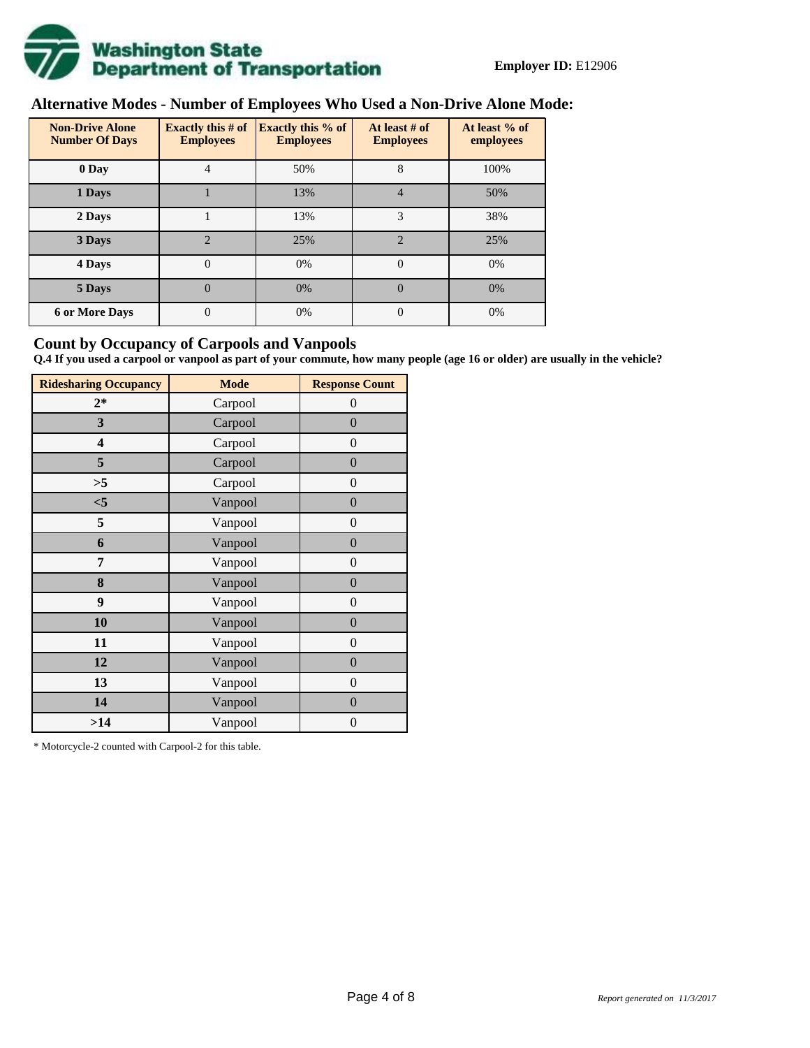**Employer ID:** E12906

## Alternative Modes - Number of Employees Who Used a Non-Drive Alone Mode:

| Non-Drive Alone Number Of Days | Exactly this # of Employees | Exactly this % of Employees | At least # of Employees | At least % of employees |
|---|---|---|---|---|
| 0 Day | 4 | 50% | 8 | 100% |
| 1 Days | 1 | 13% | 4 | 50% |
| 2 Days | 1 | 13% | 3 | 38% |
| 3 Days | 2 | 25% | 2 | 25% |
| 4 Days | 0 | 0% | 0 | 0% |
| 5 Days | 0 | 0% | 0 | 0% |
| 6 or More Days | 0 | 0% | 0 | 0% |

## Count by Occupancy of Carpools and Vanpools

**Q.4 If you used a carpool or vanpool as part of your commute, how many people (age 16 or older) are usually in the vehicle?**

| Ridesharing Occupancy | Mode | Response Count |
|---|---|---|
| 2* | Carpool | 0 |
| 3 | Carpool | 0 |
| 4 | Carpool | 0 |
| 5 | Carpool | 0 |
| >5 | Carpool | 0 |
| <5 | Vanpool | 0 |
| 5 | Vanpool | 0 |
| 6 | Vanpool | 0 |
| 7 | Vanpool | 0 |
| 8 | Vanpool | 0 |
| 9 | Vanpool | 0 |
| 10 | Vanpool | 0 |
| 11 | Vanpool | 0 |
| 12 | Vanpool | 0 |
| 13 | Vanpool | 0 |
| 14 | Vanpool | 0 |
| >14 | Vanpool | 0 |

* Motorcycle-2 counted with Carpool-2 for this table.

*Report generated on 11/3/2017*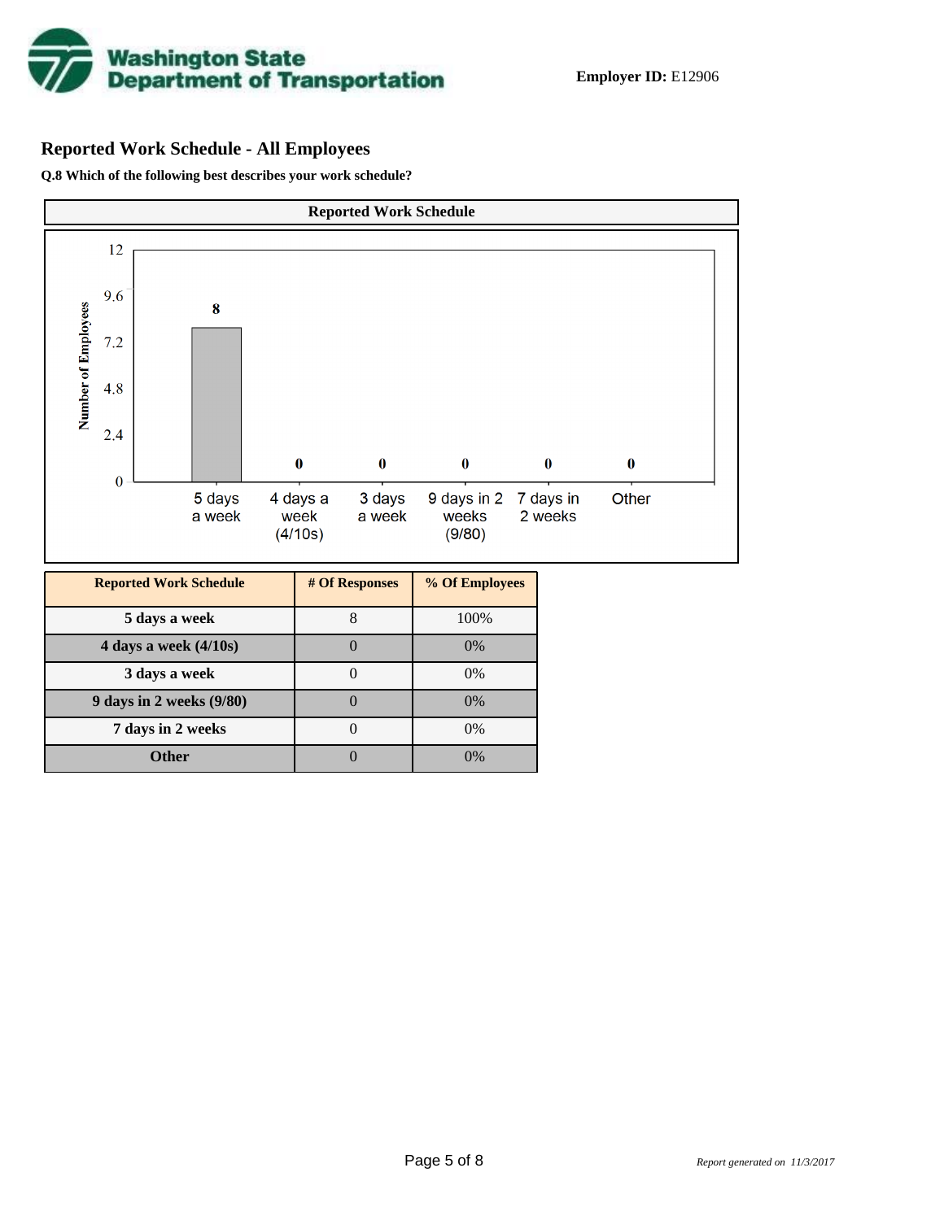**Employer ID:** E12906

## Reported Work Schedule - All Employees

**Q.8 Which of the following best describes your work schedule?**

| Reported Work Schedule | # Of Responses | % Of Employees |
|---|---|---|
| 5 days a week | 8 | 100% |
| 4 days a week (4/10s) | 0 | 0% |
| 3 days a week | 0 | 0% |
| 9 days in 2 weeks (9/80) | 0 | 0% |
| 7 days in 2 weeks | 0 | 0% |
| Other | 0 | 0% |

*Report generated on 11/3/2017*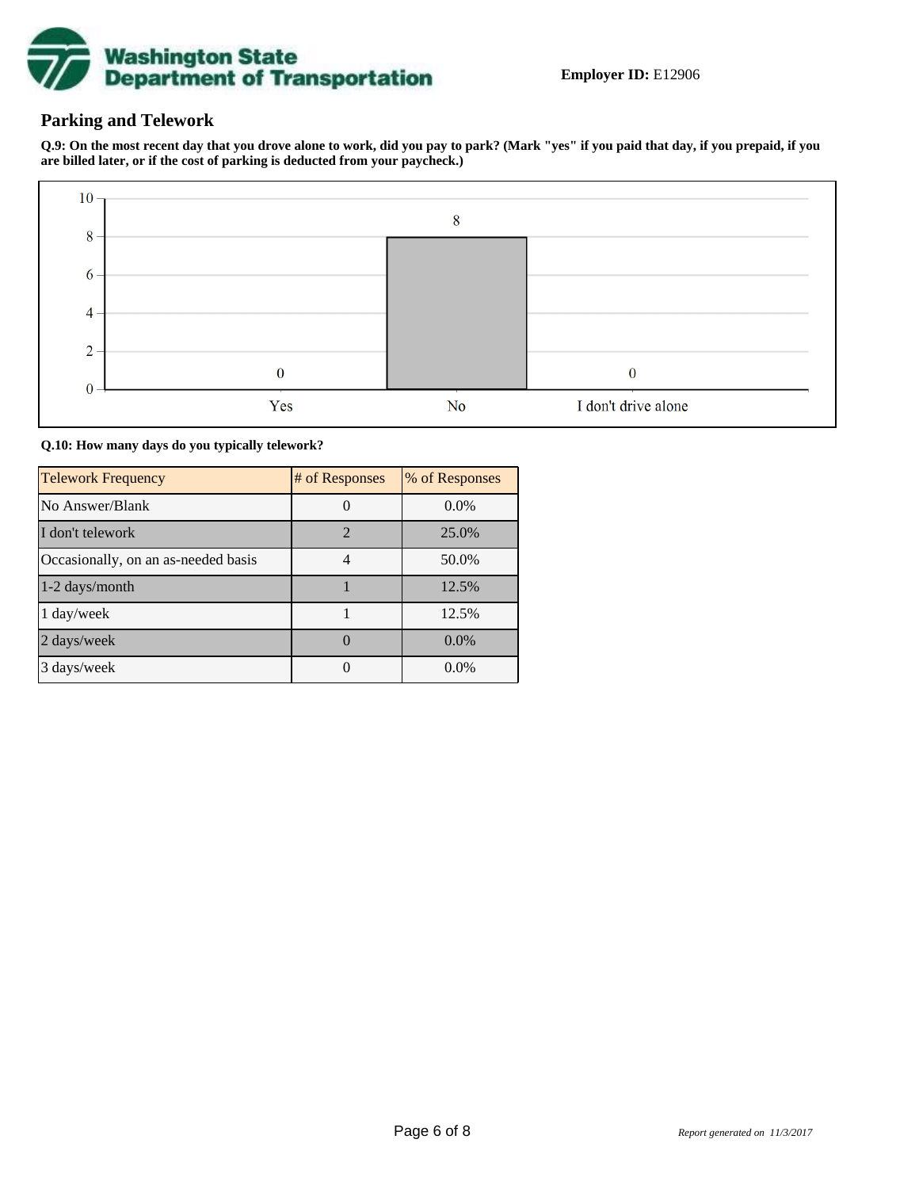**Employer ID:** E12906

## Parking and Telework

**Q.9: On the most recent day that you drove alone to work, did you pay to park? (Mark "yes" if you paid that day, if you prepaid, if you are billed later, or if the cost of parking is deducted from your paycheck.)**

| Response | Count |
|---|---|
| Yes | 0 |
| No | 8 |
| I don't drive alone | 0 |

**Q.10: How many days do you typically telework?**

| Telework Frequency | # of Responses | % of Responses |
|---|---|---|
| No Answer/Blank | 0 | 0.0% |
| I don't telework | 2 | 25.0% |
| Occasionally, on an as-needed basis | 4 | 50.0% |
| 1-2 days/month | 1 | 12.5% |
| 1 day/week | 1 | 12.5% |
| 2 days/week | 0 | 0.0% |
| 3 days/week | 0 | 0.0% |

*Report generated on 11/3/2017*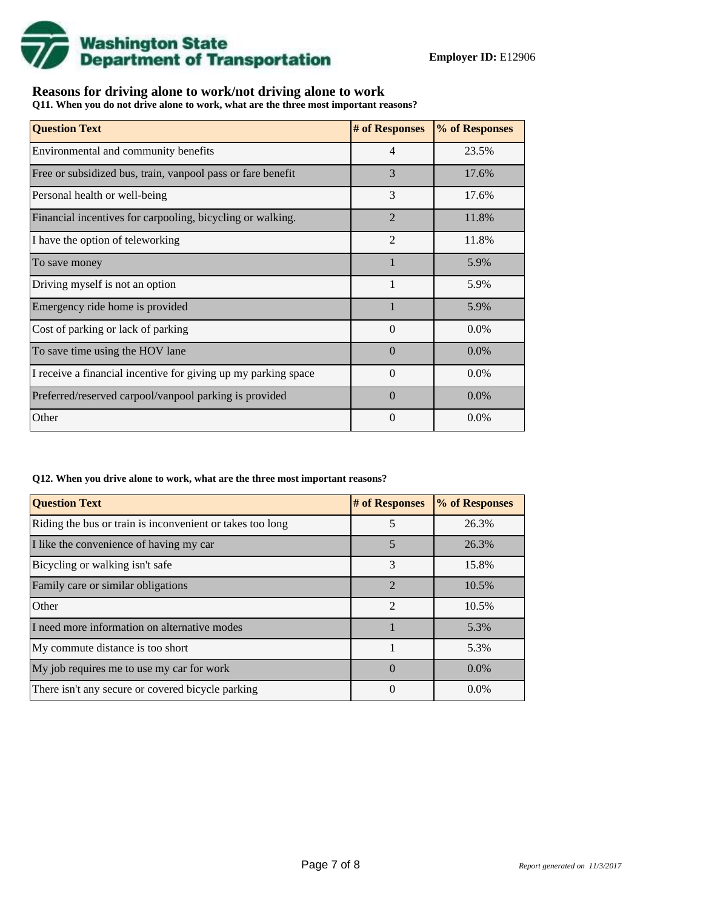**Employer ID:** E12906

## Reasons for driving alone to work/not driving alone to work

**Q11. When you do not drive alone to work, what are the three most important reasons?**

| Question Text | # of Responses | % of Responses |
|---|---|---|
| Environmental and community benefits | 4 | 23.5% |
| Free or subsidized bus, train, vanpool pass or fare benefit | 3 | 17.6% |
| Personal health or well-being | 3 | 17.6% |
| Financial incentives for carpooling, bicycling or walking. | 2 | 11.8% |
| I have the option of teleworking | 2 | 11.8% |
| To save money | 1 | 5.9% |
| Driving myself is not an option | 1 | 5.9% |
| Emergency ride home is provided | 1 | 5.9% |
| Cost of parking or lack of parking | 0 | 0.0% |
| To save time using the HOV lane | 0 | 0.0% |
| I receive a financial incentive for giving up my parking space | 0 | 0.0% |
| Preferred/reserved carpool/vanpool parking is provided | 0 | 0.0% |
| Other | 0 | 0.0% |

**Q12. When you drive alone to work, what are the three most important reasons?**

| Question Text | # of Responses | % of Responses |
|---|---|---|
| Riding the bus or train is inconvenient or takes too long | 5 | 26.3% |
| I like the convenience of having my car | 5 | 26.3% |
| Bicycling or walking isn't safe | 3 | 15.8% |
| Family care or similar obligations | 2 | 10.5% |
| Other | 2 | 10.5% |
| I need more information on alternative modes | 1 | 5.3% |
| My commute distance is too short | 1 | 5.3% |
| My job requires me to use my car for work | 0 | 0.0% |
| There isn't any secure or covered bicycle parking | 0 | 0.0% |

*Report generated on 11/3/2017*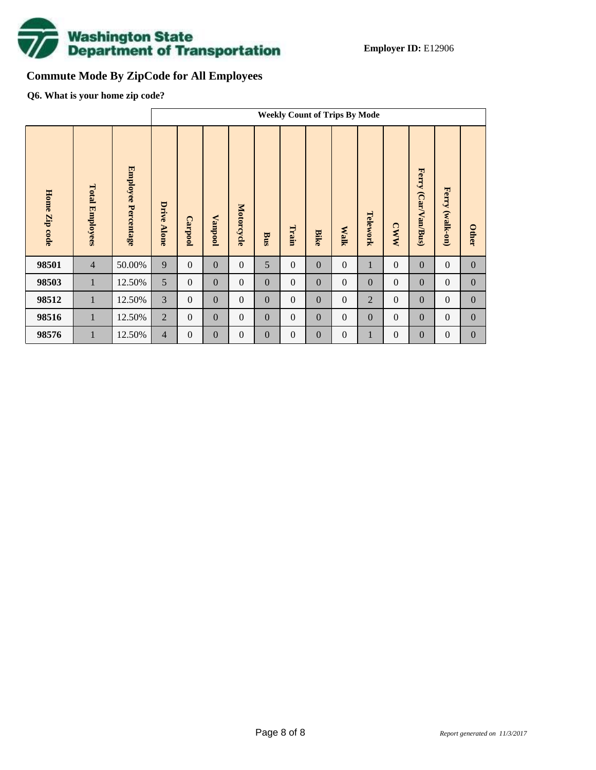**Employer ID:** E12906

## Commute Mode By ZipCode for All Employees

**Q6. What is your home zip code?**

| | | | Weekly Count of Trips By Mode | | | | | | | | | | | | | |
|---|---|---|---|---|---|---|---|---|---|---|---|---|---|---|---|---|
| **Home Zip code** | **Total Employees** | **Employee Percentage** | **Drive Alone** | **Carpool** | **Vanpool** | **Motorcycle** | **Bus** | **Train** | **Bike** | **Walk** | **Telework** | **CWW** | **Ferry (Car/Van/Bus)** | **Ferry (walk-on)** | **Other** |
| **98501** | 4 | 50.00% | 9 | 0 | 0 | 0 | 5 | 0 | 0 | 0 | 1 | 0 | 0 | 0 | 0 |
| **98503** | 1 | 12.50% | 5 | 0 | 0 | 0 | 0 | 0 | 0 | 0 | 0 | 0 | 0 | 0 | 0 |
| **98512** | 1 | 12.50% | 3 | 0 | 0 | 0 | 0 | 0 | 0 | 0 | 2 | 0 | 0 | 0 | 0 |
| **98516** | 1 | 12.50% | 2 | 0 | 0 | 0 | 0 | 0 | 0 | 0 | 0 | 0 | 0 | 0 | 0 |
| **98576** | 1 | 12.50% | 4 | 0 | 0 | 0 | 0 | 0 | 0 | 0 | 1 | 0 | 0 | 0 | 0 |

*Report generated on 11/3/2017*